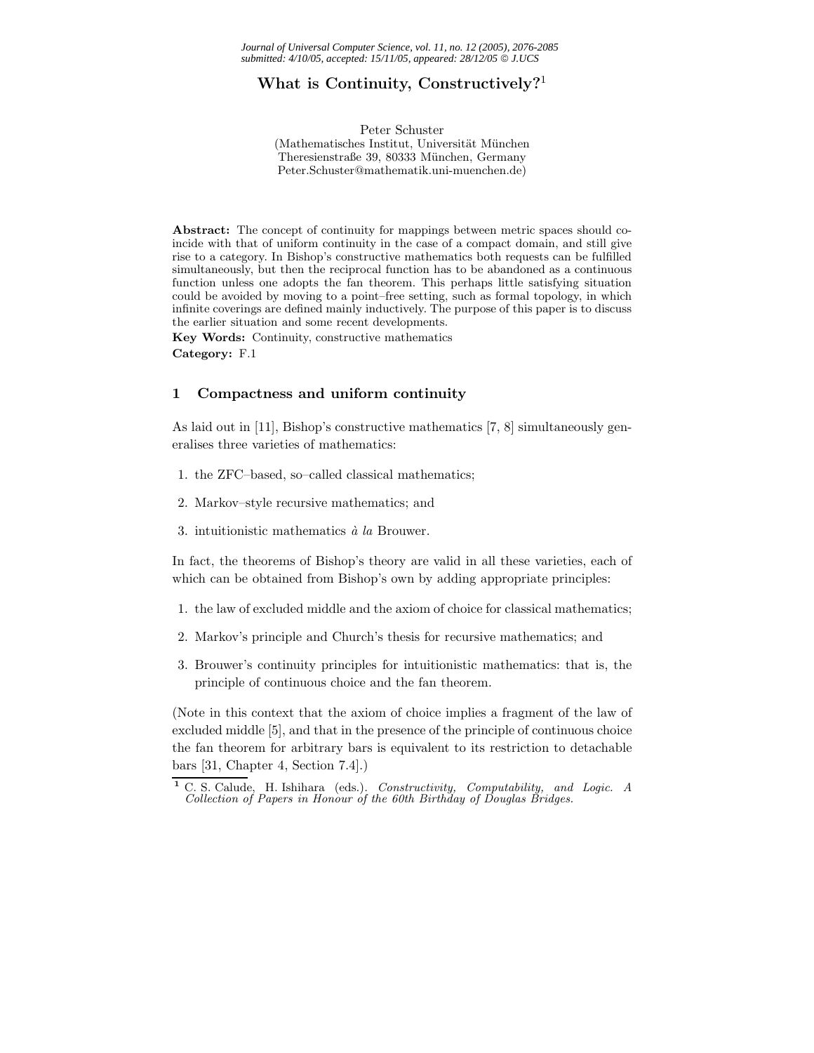# What is Continuity, Constructively?[1]

Peter Schuster
(Mathematisches Institut, Universität München
Theresienstraße 39, 80333 München, Germany
Peter.Schuster@mathematik.uni-muenchen.de)

**Abstract:** The concept of continuity for mappings between metric spaces should coincide with that of uniform continuity in the case of a compact domain, and still give rise to a category. In Bishop's constructive mathematics both requests can be fulfilled simultaneously, but then the reciprocal function has to be abandoned as a continuous function unless one adopts the fan theorem. This perhaps little satisfying situation could be avoided by moving to a point–free setting, such as formal topology, in which infinite coverings are defined mainly inductively. The purpose of this paper is to discuss the earlier situation and some recent developments.

**Key Words:** Continuity, constructive mathematics

**Category:** F.1

## 1 Compactness and uniform continuity

As laid out in [11], Bishop's constructive mathematics [7, 8] simultaneously generalises three varieties of mathematics:

1. the ZFC–based, so–called classical mathematics;
2. Markov–style recursive mathematics; and
3. intuitionistic mathematics *à la* Brouwer.

In fact, the theorems of Bishop's theory are valid in all these varieties, each of which can be obtained from Bishop's own by adding appropriate principles:

1. the law of excluded middle and the axiom of choice for classical mathematics;
2. Markov's principle and Church's thesis for recursive mathematics; and
3. Brouwer's continuity principles for intuitionistic mathematics: that is, the principle of continuous choice and the fan theorem.

(Note in this context that the axiom of choice implies a fragment of the law of excluded middle [5], and that in the presence of the principle of continuous choice the fan theorem for arbitrary bars is equivalent to its restriction to detachable bars [31, Chapter 4, Section 7.4].)

[1] C. S. Calude, H. Ishihara (eds.). *Constructivity, Computability, and Logic. A Collection of Papers in Honour of the 60th Birthday of Douglas Bridges.*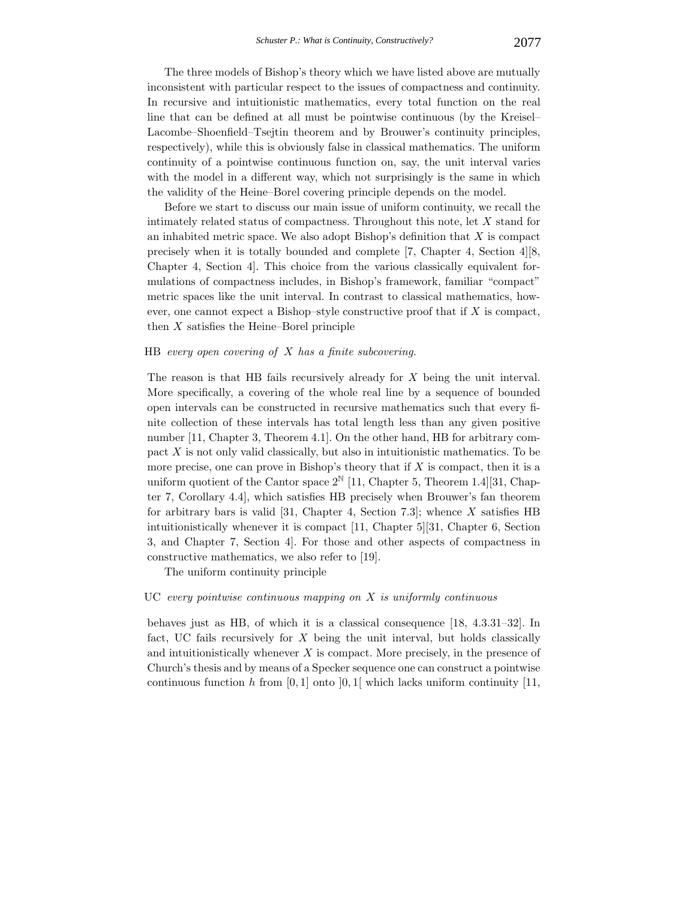The three models of Bishop's theory which we have listed above are mutually inconsistent with particular respect to the issues of compactness and continuity. In recursive and intuitionistic mathematics, every total function on the real line that can be defined at all must be pointwise continuous (by the Kreisel–Lacombe–Shoenfield–Tsejtin theorem and by Brouwer's continuity principles, respectively), while this is obviously false in classical mathematics. The uniform continuity of a pointwise continuous function on, say, the unit interval varies with the model in a different way, which not surprisingly is the same in which the validity of the Heine–Borel covering principle depends on the model.

Before we start to discuss our main issue of uniform continuity, we recall the intimately related status of compactness. Throughout this note, let $X$ stand for an inhabited metric space. We also adopt Bishop's definition that $X$ is compact precisely when it is totally bounded and complete [7, Chapter 4, Section 4][8, Chapter 4, Section 4]. This choice from the various classically equivalent formulations of compactness includes, in Bishop's framework, familiar "compact" metric spaces like the unit interval. In contrast to classical mathematics, however, one cannot expect a Bishop–style constructive proof that if $X$ is compact, then $X$ satisfies the Heine–Borel principle

HB *every open covering of $X$ has a finite subcovering.*

The reason is that HB fails recursively already for $X$ being the unit interval. More specifically, a covering of the whole real line by a sequence of bounded open intervals can be constructed in recursive mathematics such that every finite collection of these intervals has total length less than any given positive number [11, Chapter 3, Theorem 4.1]. On the other hand, HB for arbitrary compact $X$ is not only valid classically, but also in intuitionistic mathematics. To be more precise, one can prove in Bishop's theory that if $X$ is compact, then it is a uniform quotient of the Cantor space $2^{\mathbb{N}}$ [11, Chapter 5, Theorem 1.4][31, Chapter 7, Corollary 4.4], which satisfies HB precisely when Brouwer's fan theorem for arbitrary bars is valid [31, Chapter 4, Section 7.3]; whence $X$ satisfies HB intuitionistically whenever it is compact [11, Chapter 5][31, Chapter 6, Section 3, and Chapter 7, Section 4]. For those and other aspects of compactness in constructive mathematics, we also refer to [19].

The uniform continuity principle

UC *every pointwise continuous mapping on $X$ is uniformly continuous*

behaves just as HB, of which it is a classical consequence [18, 4.3.31–32]. In fact, UC fails recursively for $X$ being the unit interval, but holds classically and intuitionistically whenever $X$ is compact. More precisely, in the presence of Church's thesis and by means of a Specker sequence one can construct a pointwise continuous function $h$ from $[0, 1]$ onto $]0, 1[$ which lacks uniform continuity [11,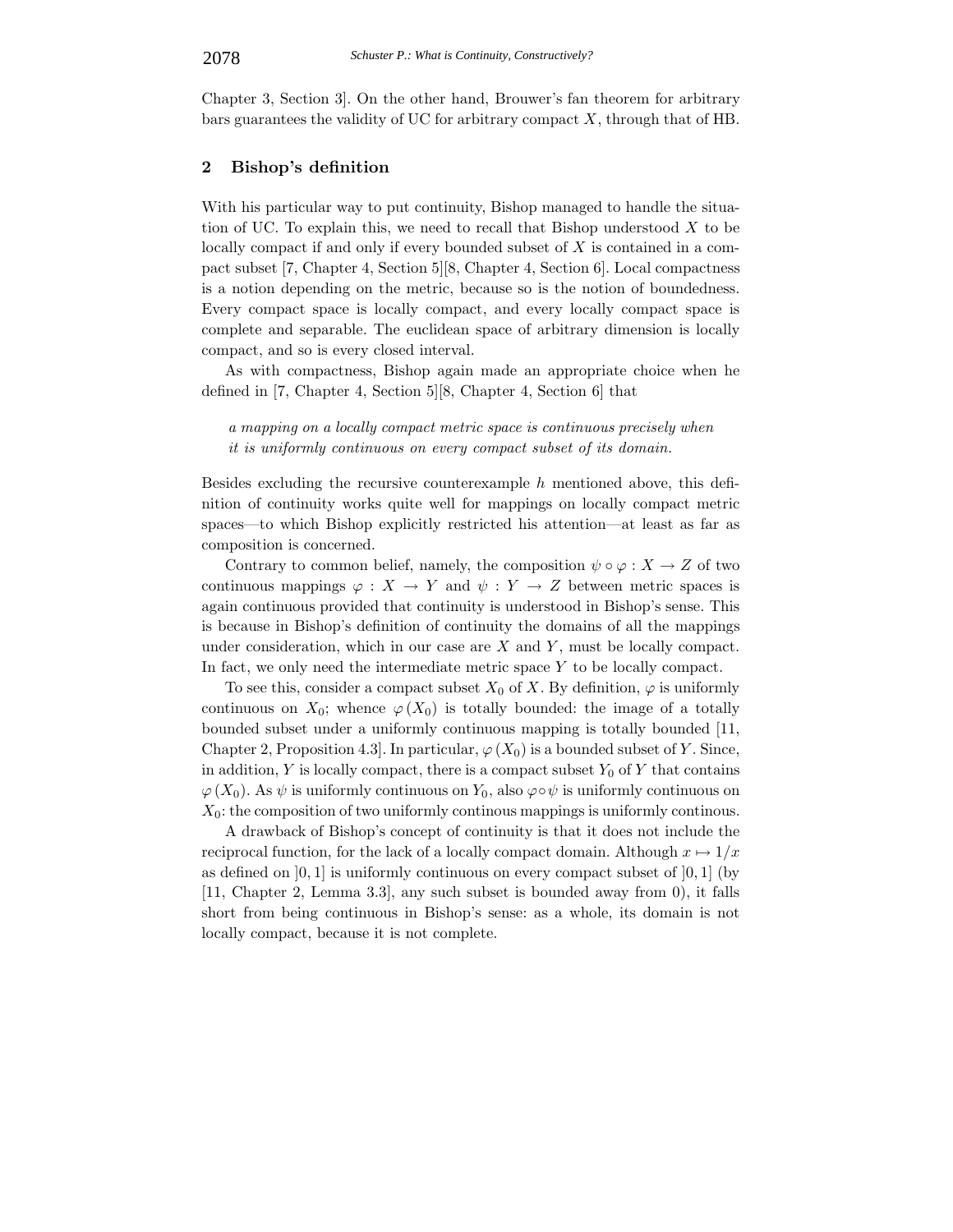Chapter 3, Section 3]. On the other hand, Brouwer's fan theorem for arbitrary bars guarantees the validity of UC for arbitrary compact $X$, through that of HB.

## 2 Bishop's definition

With his particular way to put continuity, Bishop managed to handle the situation of UC. To explain this, we need to recall that Bishop understood $X$ to be locally compact if and only if every bounded subset of $X$ is contained in a compact subset [7, Chapter 4, Section 5][8, Chapter 4, Section 6]. Local compactness is a notion depending on the metric, because so is the notion of boundedness. Every compact space is locally compact, and every locally compact space is complete and separable. The euclidean space of arbitrary dimension is locally compact, and so is every closed interval.

As with compactness, Bishop again made an appropriate choice when he defined in [7, Chapter 4, Section 5][8, Chapter 4, Section 6] that

> *a mapping on a locally compact metric space is continuous precisely when it is uniformly continuous on every compact subset of its domain.*

Besides excluding the recursive counterexample $h$ mentioned above, this definition of continuity works quite well for mappings on locally compact metric spaces—to which Bishop explicitly restricted his attention—at least as far as composition is concerned.

Contrary to common belief, namely, the composition $\psi \circ \varphi : X \to Z$ of two continuous mappings $\varphi : X \to Y$ and $\psi : Y \to Z$ between metric spaces is again continuous provided that continuity is understood in Bishop's sense. This is because in Bishop's definition of continuity the domains of all the mappings under consideration, which in our case are $X$ and $Y$, must be locally compact. In fact, we only need the intermediate metric space $Y$ to be locally compact.

To see this, consider a compact subset $X_0$ of $X$. By definition, $\varphi$ is uniformly continuous on $X_0$; whence $\varphi(X_0)$ is totally bounded: the image of a totally bounded subset under a uniformly continuous mapping is totally bounded [11, Chapter 2, Proposition 4.3]. In particular, $\varphi(X_0)$ is a bounded subset of $Y$. Since, in addition, $Y$ is locally compact, there is a compact subset $Y_0$ of $Y$ that contains $\varphi(X_0)$. As $\psi$ is uniformly continuous on $Y_0$, also $\varphi \circ \psi$ is uniformly continuous on $X_0$: the composition of two uniformly continous mappings is uniformly continous.

A drawback of Bishop's concept of continuity is that it does not include the reciprocal function, for the lack of a locally compact domain. Although $x \mapsto 1/x$ as defined on $]0, 1]$ is uniformly continuous on every compact subset of $]0, 1]$ (by [11, Chapter 2, Lemma 3.3], any such subset is bounded away from 0), it falls short from being continuous in Bishop's sense: as a whole, its domain is not locally compact, because it is not complete.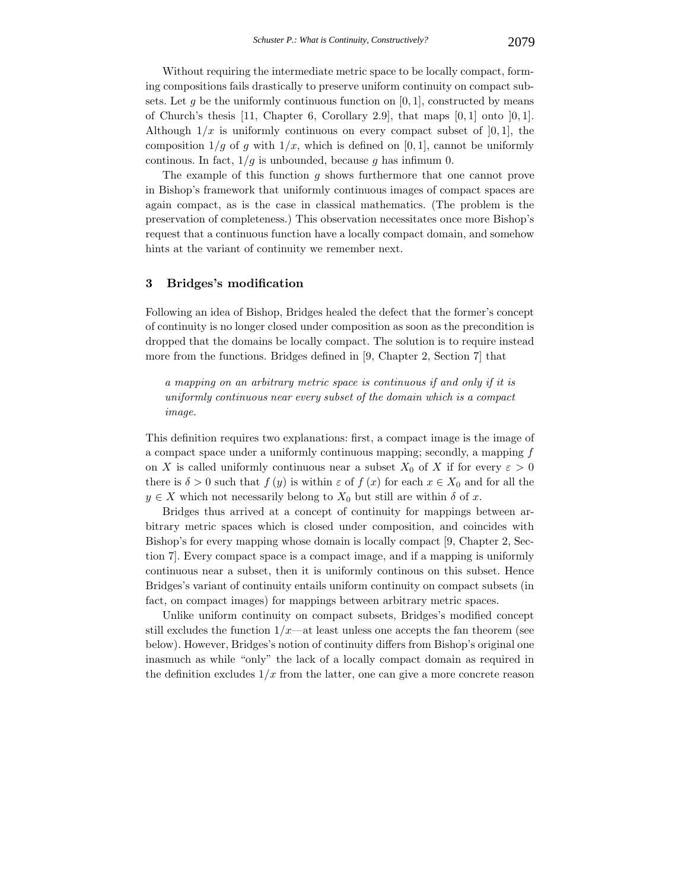Without requiring the intermediate metric space to be locally compact, forming compositions fails drastically to preserve uniform continuity on compact subsets. Let $g$ be the uniformly continuous function on $[0,1]$, constructed by means of Church's thesis [11, Chapter 6, Corollary 2.9], that maps $[0,1]$ onto $]0,1]$. Although $1/x$ is uniformly continuous on every compact subset of $]0,1]$, the composition $1/g$ of $g$ with $1/x$, which is defined on $[0,1]$, cannot be uniformly continous. In fact, $1/g$ is unbounded, because $g$ has infimum 0.

The example of this function $g$ shows furthermore that one cannot prove in Bishop's framework that uniformly continuous images of compact spaces are again compact, as is the case in classical mathematics. (The problem is the preservation of completeness.) This observation necessitates once more Bishop's request that a continuous function have a locally compact domain, and somehow hints at the variant of continuity we remember next.

## 3 Bridges's modification

Following an idea of Bishop, Bridges healed the defect that the former's concept of continuity is no longer closed under composition as soon as the precondition is dropped that the domains be locally compact. The solution is to require instead more from the functions. Bridges defined in [9, Chapter 2, Section 7] that

> *a mapping on an arbitrary metric space is continuous if and only if it is uniformly continuous near every subset of the domain which is a compact image.*

This definition requires two explanations: first, a compact image is the image of a compact space under a uniformly continuous mapping; secondly, a mapping $f$ on $X$ is called uniformly continuous near a subset $X_0$ of $X$ if for every $\varepsilon > 0$ there is $\delta > 0$ such that $f(y)$ is within $\varepsilon$ of $f(x)$ for each $x \in X_0$ and for all the $y \in X$ which not necessarily belong to $X_0$ but still are within $\delta$ of $x$.

Bridges thus arrived at a concept of continuity for mappings between arbitrary metric spaces which is closed under composition, and coincides with Bishop's for every mapping whose domain is locally compact [9, Chapter 2, Section 7]. Every compact space is a compact image, and if a mapping is uniformly continuous near a subset, then it is uniformly continous on this subset. Hence Bridges's variant of continuity entails uniform continuity on compact subsets (in fact, on compact images) for mappings between arbitrary metric spaces.

Unlike uniform continuity on compact subsets, Bridges's modified concept still excludes the function $1/x$—at least unless one accepts the fan theorem (see below). However, Bridges's notion of continuity differs from Bishop's original one inasmuch as while "only" the lack of a locally compact domain as required in the definition excludes $1/x$ from the latter, one can give a more concrete reason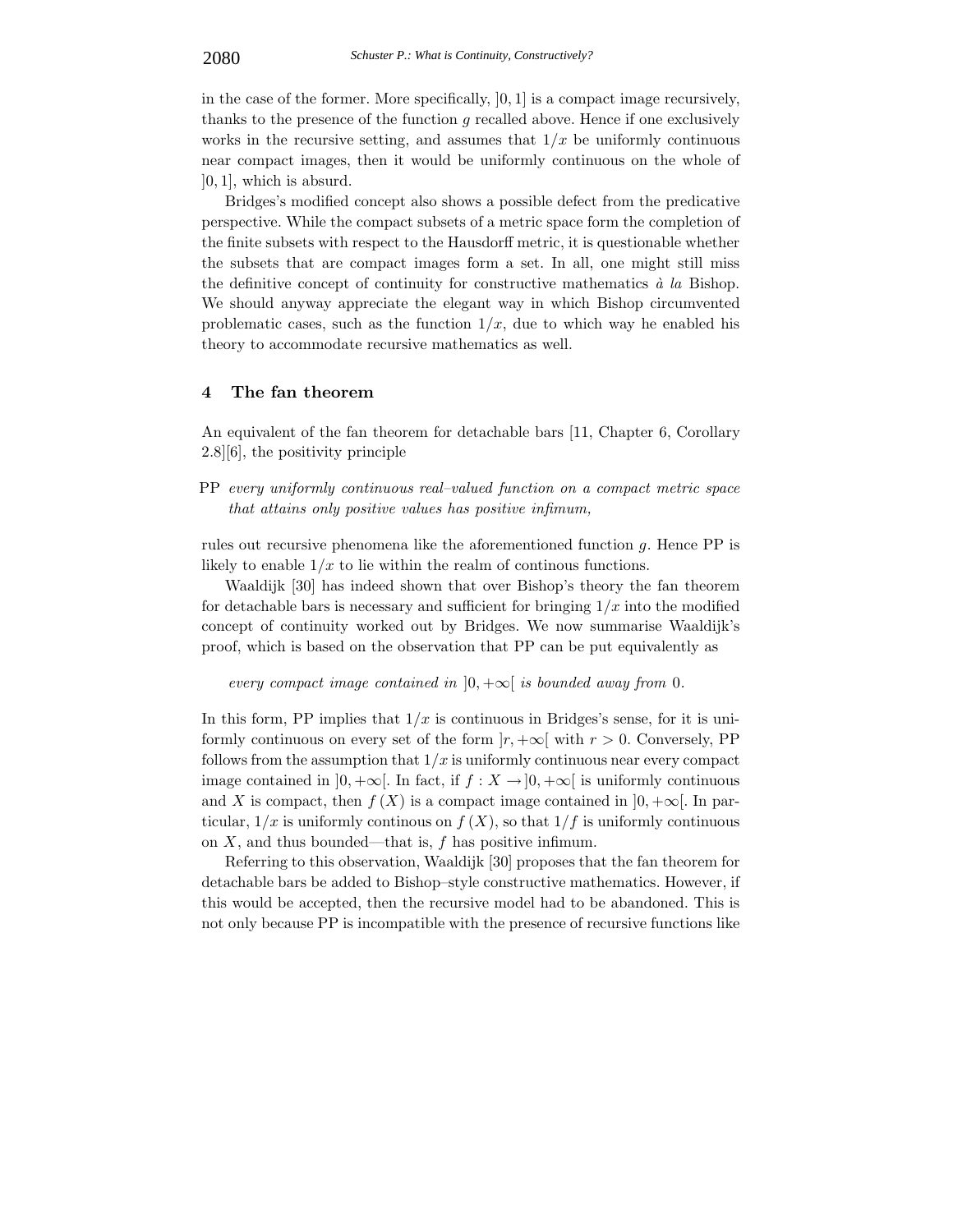in the case of the former. More specifically, $]0,1]$ is a compact image recursively, thanks to the presence of the function $g$ recalled above. Hence if one exclusively works in the recursive setting, and assumes that $1/x$ be uniformly continuous near compact images, then it would be uniformly continuous on the whole of $]0,1]$, which is absurd.

Bridges's modified concept also shows a possible defect from the predicative perspective. While the compact subsets of a metric space form the completion of the finite subsets with respect to the Hausdorff metric, it is questionable whether the subsets that are compact images form a set. In all, one might still miss the definitive concept of continuity for constructive mathematics *à la* Bishop. We should anyway appreciate the elegant way in which Bishop circumvented problematic cases, such as the function $1/x$, due to which way he enabled his theory to accommodate recursive mathematics as well.

## 4 The fan theorem

An equivalent of the fan theorem for detachable bars [11, Chapter 6, Corollary 2.8][6], the positivity principle

PP *every uniformly continuous real–valued function on a compact metric space that attains only positive values has positive infimum,*

rules out recursive phenomena like the aforementioned function $g$. Hence PP is likely to enable $1/x$ to lie within the realm of continous functions.

Waaldijk [30] has indeed shown that over Bishop's theory the fan theorem for detachable bars is necessary and sufficient for bringing $1/x$ into the modified concept of continuity worked out by Bridges. We now summarise Waaldijk's proof, which is based on the observation that PP can be put equivalently as

*every compact image contained in* $]0,+\infty[$ *is bounded away from* $0$.

In this form, PP implies that $1/x$ is continuous in Bridges's sense, for it is uniformly continuous on every set of the form $]r,+\infty[$ with $r>0$. Conversely, PP follows from the assumption that $1/x$ is uniformly continuous near every compact image contained in $]0,+\infty[$. In fact, if $f : X \rightarrow ]0,+\infty[$ is uniformly continuous and $X$ is compact, then $f(X)$ is a compact image contained in $]0,+\infty[$. In particular, $1/x$ is uniformly continous on $f(X)$, so that $1/f$ is uniformly continuous on $X$, and thus bounded—that is, $f$ has positive infimum.

Referring to this observation, Waaldijk [30] proposes that the fan theorem for detachable bars be added to Bishop–style constructive mathematics. However, if this would be accepted, then the recursive model had to be abandoned. This is not only because PP is incompatible with the presence of recursive functions like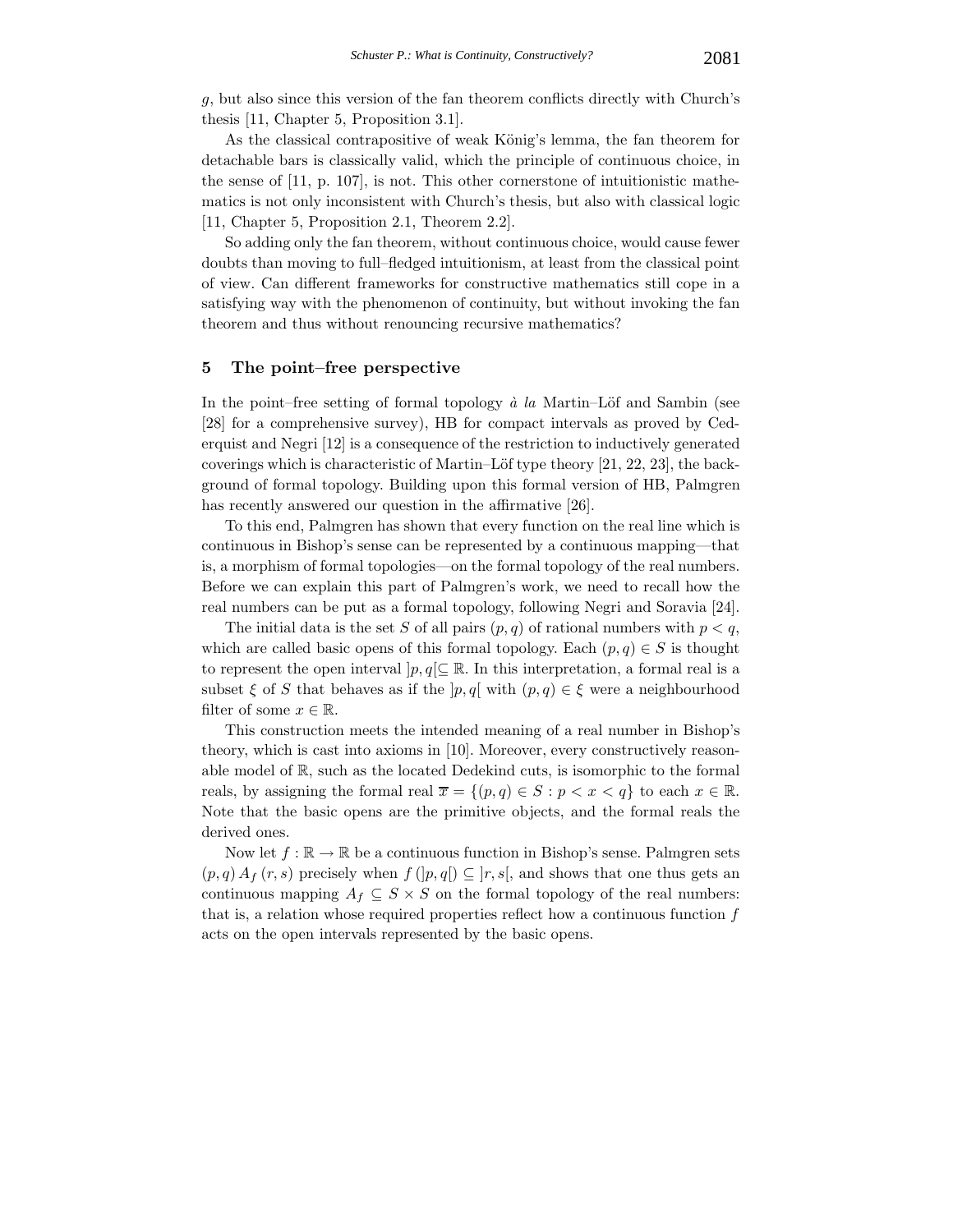$g$, but also since this version of the fan theorem conflicts directly with Church's thesis [11, Chapter 5, Proposition 3.1].

As the classical contrapositive of weak König's lemma, the fan theorem for detachable bars is classically valid, which the principle of continuous choice, in the sense of [11, p. 107], is not. This other cornerstone of intuitionistic mathematics is not only inconsistent with Church's thesis, but also with classical logic [11, Chapter 5, Proposition 2.1, Theorem 2.2].

So adding only the fan theorem, without continuous choice, would cause fewer doubts than moving to full–fledged intuitionism, at least from the classical point of view. Can different frameworks for constructive mathematics still cope in a satisfying way with the phenomenon of continuity, but without invoking the fan theorem and thus without renouncing recursive mathematics?

## 5 The point–free perspective

In the point–free setting of formal topology *à la* Martin–Löf and Sambin (see [28] for a comprehensive survey), HB for compact intervals as proved by Cederquist and Negri [12] is a consequence of the restriction to inductively generated coverings which is characteristic of Martin–Löf type theory [21, 22, 23], the background of formal topology. Building upon this formal version of HB, Palmgren has recently answered our question in the affirmative [26].

To this end, Palmgren has shown that every function on the real line which is continuous in Bishop's sense can be represented by a continuous mapping—that is, a morphism of formal topologies—on the formal topology of the real numbers. Before we can explain this part of Palmgren's work, we need to recall how the real numbers can be put as a formal topology, following Negri and Soravia [24].

The initial data is the set $S$ of all pairs $(p, q)$ of rational numbers with $p < q$, which are called basic opens of this formal topology. Each $(p, q) \in S$ is thought to represent the open interval $]p, q[ \subseteq \mathbb{R}$. In this interpretation, a formal real is a subset $\xi$ of $S$ that behaves as if the $]p, q[$ with $(p, q) \in \xi$ were a neighbourhood filter of some $x \in \mathbb{R}$.

This construction meets the intended meaning of a real number in Bishop's theory, which is cast into axioms in [10]. Moreover, every constructively reasonable model of $\mathbb{R}$, such as the located Dedekind cuts, is isomorphic to the formal reals, by assigning the formal real $\overline{x} = \{(p, q) \in S : p < x < q\}$ to each $x \in \mathbb{R}$. Note that the basic opens are the primitive objects, and the formal reals the derived ones.

Now let $f : \mathbb{R} \to \mathbb{R}$ be a continuous function in Bishop's sense. Palmgren sets $(p, q)\, A_f\, (r, s)$ precisely when $f\,(]p, q[) \subseteq\, ]r, s[$, and shows that one thus gets an continuous mapping $A_f \subseteq S \times S$ on the formal topology of the real numbers: that is, a relation whose required properties reflect how a continuous function $f$ acts on the open intervals represented by the basic opens.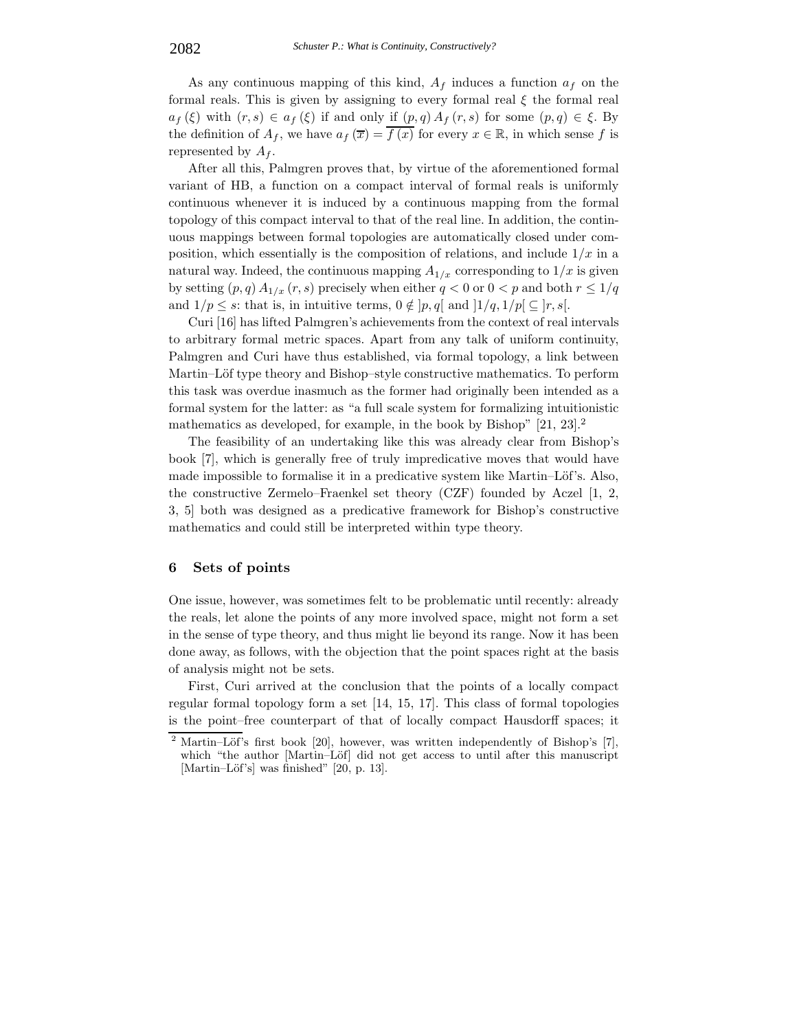As any continuous mapping of this kind, $A_f$ induces a function $a_f$ on the formal reals. This is given by assigning to every formal real $\xi$ the formal real $a_f(\xi)$ with $(r,s) \in a_f(\xi)$ if and only if $(p,q)\, A_f\, (r,s)$ for some $(p,q) \in \xi$. By the definition of $A_f$, we have $a_f(\overline{x}) = \overline{f(x)}$ for every $x \in \mathbb{R}$, in which sense $f$ is represented by $A_f$.

After all this, Palmgren proves that, by virtue of the aforementioned formal variant of HB, a function on a compact interval of formal reals is uniformly continuous whenever it is induced by a continuous mapping from the formal topology of this compact interval to that of the real line. In addition, the continuous mappings between formal topologies are automatically closed under composition, which essentially is the composition of relations, and include $1/x$ in a natural way. Indeed, the continuous mapping $A_{1/x}$ corresponding to $1/x$ is given by setting $(p,q)\, A_{1/x}\, (r,s)$ precisely when either $q < 0$ or $0 < p$ and both $r \leq 1/q$ and $1/p \leq s$: that is, in intuitive terms, $0 \notin \,]p,q[$ and $]1/q, 1/p[ \,\subseteq\, ]r,s[$.

Curi [16] has lifted Palmgren's achievements from the context of real intervals to arbitrary formal metric spaces. Apart from any talk of uniform continuity, Palmgren and Curi have thus established, via formal topology, a link between Martin–Löf type theory and Bishop–style constructive mathematics. To perform this task was overdue inasmuch as the former had originally been intended as a formal system for the latter: as "a full scale system for formalizing intuitionistic mathematics as developed, for example, in the book by Bishop" [21, 23].[2]

The feasibility of an undertaking like this was already clear from Bishop's book [7], which is generally free of truly impredicative moves that would have made impossible to formalise it in a predicative system like Martin–Löf's. Also, the constructive Zermelo–Fraenkel set theory (CZF) founded by Aczel [1, 2, 3, 5] both was designed as a predicative framework for Bishop's constructive mathematics and could still be interpreted within type theory.

## 6 Sets of points

One issue, however, was sometimes felt to be problematic until recently: already the reals, let alone the points of any more involved space, might not form a set in the sense of type theory, and thus might lie beyond its range. Now it has been done away, as follows, with the objection that the point spaces right at the basis of analysis might not be sets.

First, Curi arrived at the conclusion that the points of a locally compact regular formal topology form a set [14, 15, 17]. This class of formal topologies is the point–free counterpart of that of locally compact Hausdorff spaces; it

[2] Martin–Löf's first book [20], however, was written independently of Bishop's [7], which "the author [Martin–Löf] did not get access to until after this manuscript [Martin–Löf's] was finished" [20, p. 13].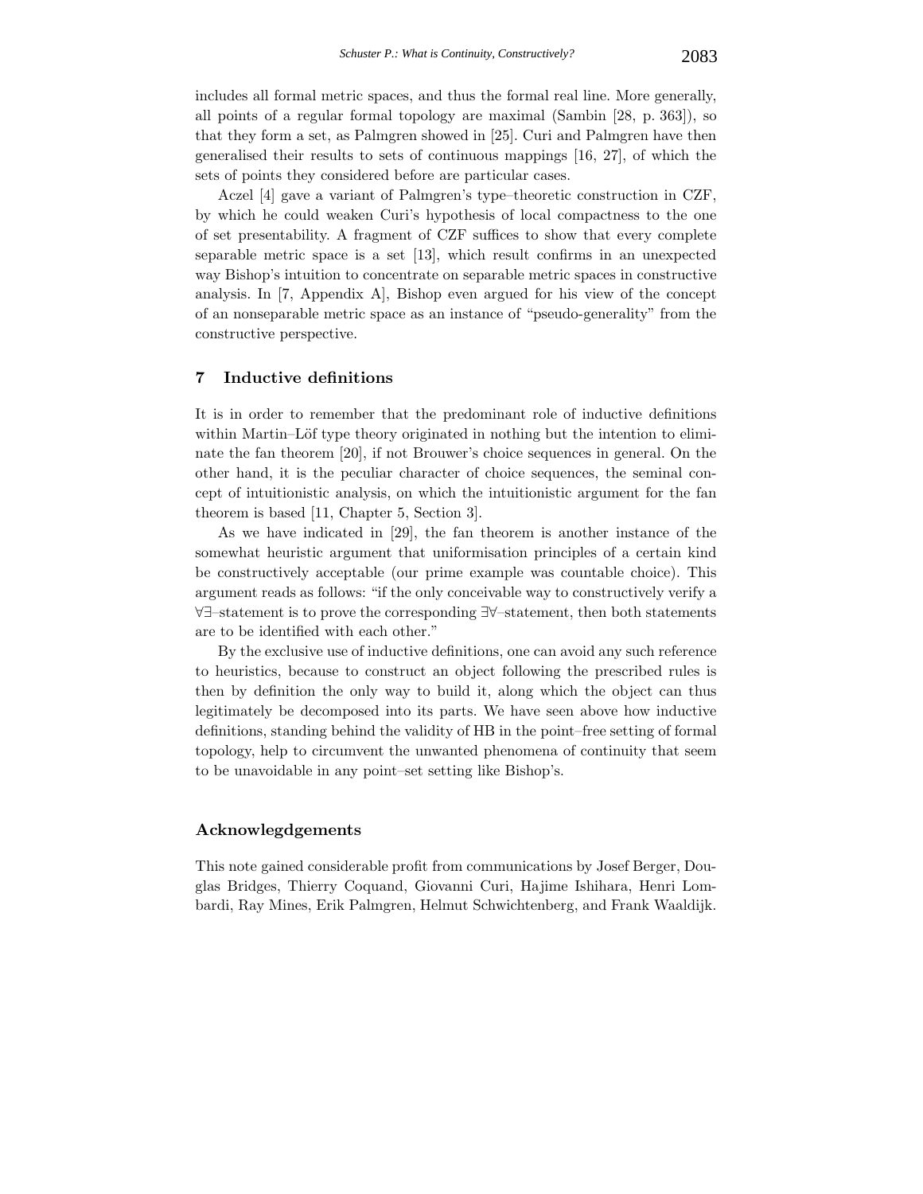includes all formal metric spaces, and thus the formal real line. More generally, all points of a regular formal topology are maximal (Sambin [28, p. 363]), so that they form a set, as Palmgren showed in [25]. Curi and Palmgren have then generalised their results to sets of continuous mappings [16, 27], of which the sets of points they considered before are particular cases.

Aczel [4] gave a variant of Palmgren's type–theoretic construction in CZF, by which he could weaken Curi's hypothesis of local compactness to the one of set presentability. A fragment of CZF suffices to show that every complete separable metric space is a set [13], which result confirms in an unexpected way Bishop's intuition to concentrate on separable metric spaces in constructive analysis. In [7, Appendix A], Bishop even argued for his view of the concept of an nonseparable metric space as an instance of "pseudo-generality" from the constructive perspective.

## 7 Inductive definitions

It is in order to remember that the predominant role of inductive definitions within Martin–Löf type theory originated in nothing but the intention to eliminate the fan theorem [20], if not Brouwer's choice sequences in general. On the other hand, it is the peculiar character of choice sequences, the seminal concept of intuitionistic analysis, on which the intuitionistic argument for the fan theorem is based [11, Chapter 5, Section 3].

As we have indicated in [29], the fan theorem is another instance of the somewhat heuristic argument that uniformisation principles of a certain kind be constructively acceptable (our prime example was countable choice). This argument reads as follows: "if the only conceivable way to constructively verify a $\forall\exists$–statement is to prove the corresponding $\exists\forall$–statement, then both statements are to be identified with each other."

By the exclusive use of inductive definitions, one can avoid any such reference to heuristics, because to construct an object following the prescribed rules is then by definition the only way to build it, along which the object can thus legitimately be decomposed into its parts. We have seen above how inductive definitions, standing behind the validity of HB in the point–free setting of formal topology, help to circumvent the unwanted phenomena of continuity that seem to be unavoidable in any point–set setting like Bishop's.

### Acknowlegdgements

This note gained considerable profit from communications by Josef Berger, Douglas Bridges, Thierry Coquand, Giovanni Curi, Hajime Ishihara, Henri Lombardi, Ray Mines, Erik Palmgren, Helmut Schwichtenberg, and Frank Waaldijk.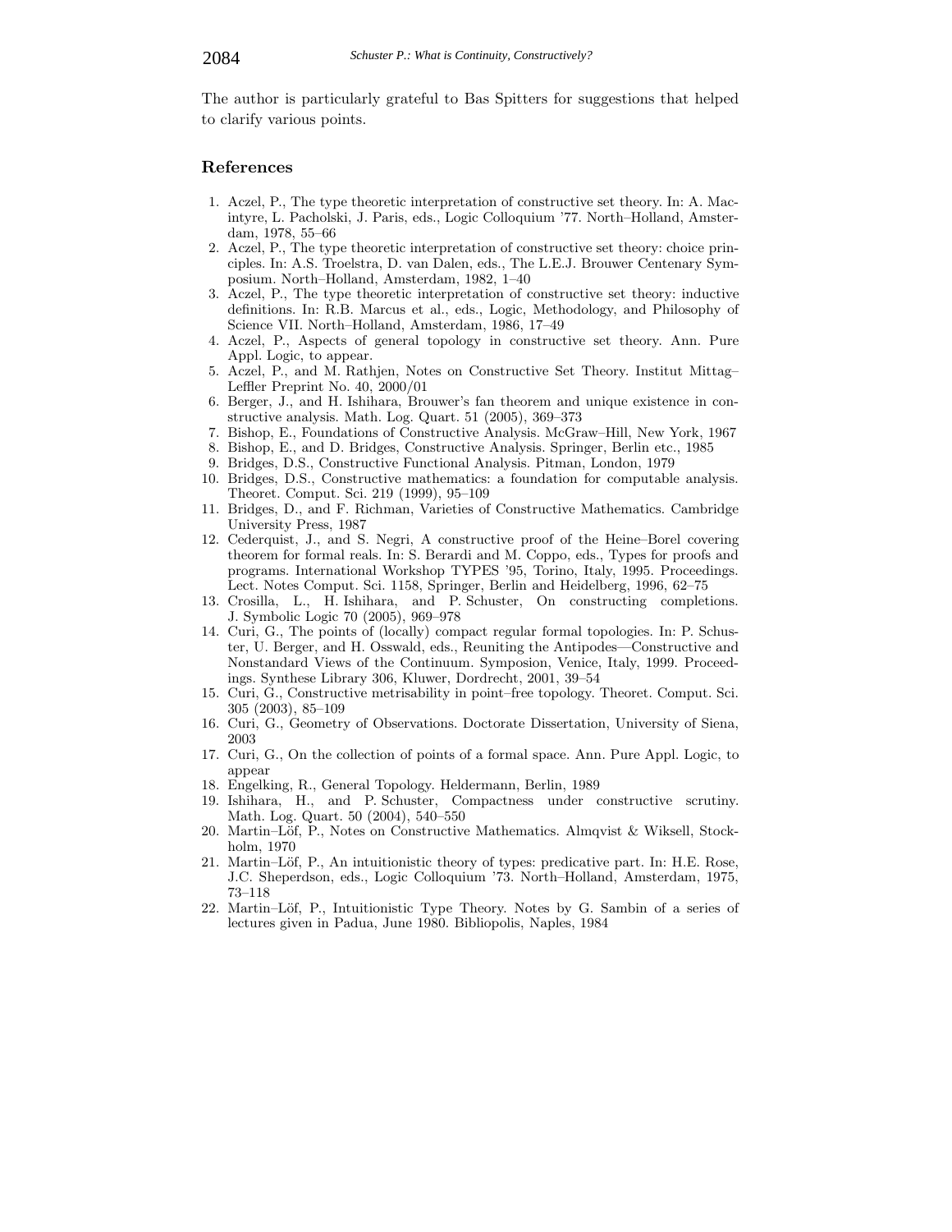The author is particularly grateful to Bas Spitters for suggestions that helped to clarify various points.

## References

1. Aczel, P., The type theoretic interpretation of constructive set theory. In: A. Macintyre, L. Pacholski, J. Paris, eds., Logic Colloquium '77. North–Holland, Amsterdam, 1978, 55–66
2. Aczel, P., The type theoretic interpretation of constructive set theory: choice principles. In: A.S. Troelstra, D. van Dalen, eds., The L.E.J. Brouwer Centenary Symposium. North–Holland, Amsterdam, 1982, 1–40
3. Aczel, P., The type theoretic interpretation of constructive set theory: inductive definitions. In: R.B. Marcus et al., eds., Logic, Methodology, and Philosophy of Science VII. North–Holland, Amsterdam, 1986, 17–49
4. Aczel, P., Aspects of general topology in constructive set theory. Ann. Pure Appl. Logic, to appear.
5. Aczel, P., and M. Rathjen, Notes on Constructive Set Theory. Institut Mittag–Leffler Preprint No. 40, 2000/01
6. Berger, J., and H. Ishihara, Brouwer's fan theorem and unique existence in constructive analysis. Math. Log. Quart. 51 (2005), 369–373
7. Bishop, E., Foundations of Constructive Analysis. McGraw–Hill, New York, 1967
8. Bishop, E., and D. Bridges, Constructive Analysis. Springer, Berlin etc., 1985
9. Bridges, D.S., Constructive Functional Analysis. Pitman, London, 1979
10. Bridges, D.S., Constructive mathematics: a foundation for computable analysis. Theoret. Comput. Sci. 219 (1999), 95–109
11. Bridges, D., and F. Richman, Varieties of Constructive Mathematics. Cambridge University Press, 1987
12. Cederquist, J., and S. Negri, A constructive proof of the Heine–Borel covering theorem for formal reals. In: S. Berardi and M. Coppo, eds., Types for proofs and programs. International Workshop TYPES '95, Torino, Italy, 1995. Proceedings. Lect. Notes Comput. Sci. 1158, Springer, Berlin and Heidelberg, 1996, 62–75
13. Crosilla, L., H. Ishihara, and P. Schuster, On constructing completions. J. Symbolic Logic 70 (2005), 969–978
14. Curi, G., The points of (locally) compact regular formal topologies. In: P. Schuster, U. Berger, and H. Osswald, eds., Reuniting the Antipodes—Constructive and Nonstandard Views of the Continuum. Symposion, Venice, Italy, 1999. Proceedings. Synthese Library 306, Kluwer, Dordrecht, 2001, 39–54
15. Curi, G., Constructive metrisability in point–free topology. Theoret. Comput. Sci. 305 (2003), 85–109
16. Curi, G., Geometry of Observations. Doctorate Dissertation, University of Siena, 2003
17. Curi, G., On the collection of points of a formal space. Ann. Pure Appl. Logic, to appear
18. Engelking, R., General Topology. Heldermann, Berlin, 1989
19. Ishihara, H., and P. Schuster, Compactness under constructive scrutiny. Math. Log. Quart. 50 (2004), 540–550
20. Martin–Löf, P., Notes on Constructive Mathematics. Almqvist & Wiksell, Stockholm, 1970
21. Martin–Löf, P., An intuitionistic theory of types: predicative part. In: H.E. Rose, J.C. Sheperdson, eds., Logic Colloquium '73. North–Holland, Amsterdam, 1975, 73–118
22. Martin–Löf, P., Intuitionistic Type Theory. Notes by G. Sambin of a series of lectures given in Padua, June 1980. Bibliopolis, Naples, 1984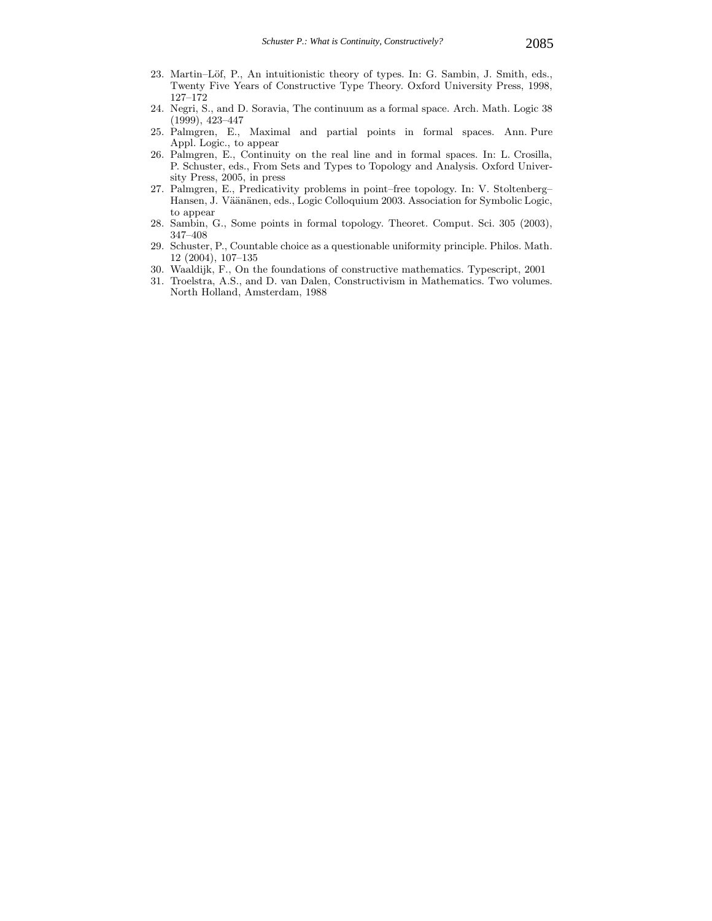23. Martin–Löf, P., An intuitionistic theory of types. In: G. Sambin, J. Smith, eds., Twenty Five Years of Constructive Type Theory. Oxford University Press, 1998, 127–172
24. Negri, S., and D. Soravia, The continuum as a formal space. Arch. Math. Logic 38 (1999), 423–447
25. Palmgren, E., Maximal and partial points in formal spaces. Ann. Pure Appl. Logic., to appear
26. Palmgren, E., Continuity on the real line and in formal spaces. In: L. Crosilla, P. Schuster, eds., From Sets and Types to Topology and Analysis. Oxford University Press, 2005, in press
27. Palmgren, E., Predicativity problems in point–free topology. In: V. Stoltenberg–Hansen, J. Väänänen, eds., Logic Colloquium 2003. Association for Symbolic Logic, to appear
28. Sambin, G., Some points in formal topology. Theoret. Comput. Sci. 305 (2003), 347–408
29. Schuster, P., Countable choice as a questionable uniformity principle. Philos. Math. 12 (2004), 107–135
30. Waaldijk, F., On the foundations of constructive mathematics. Typescript, 2001
31. Troelstra, A.S., and D. van Dalen, Constructivism in Mathematics. Two volumes. North Holland, Amsterdam, 1988